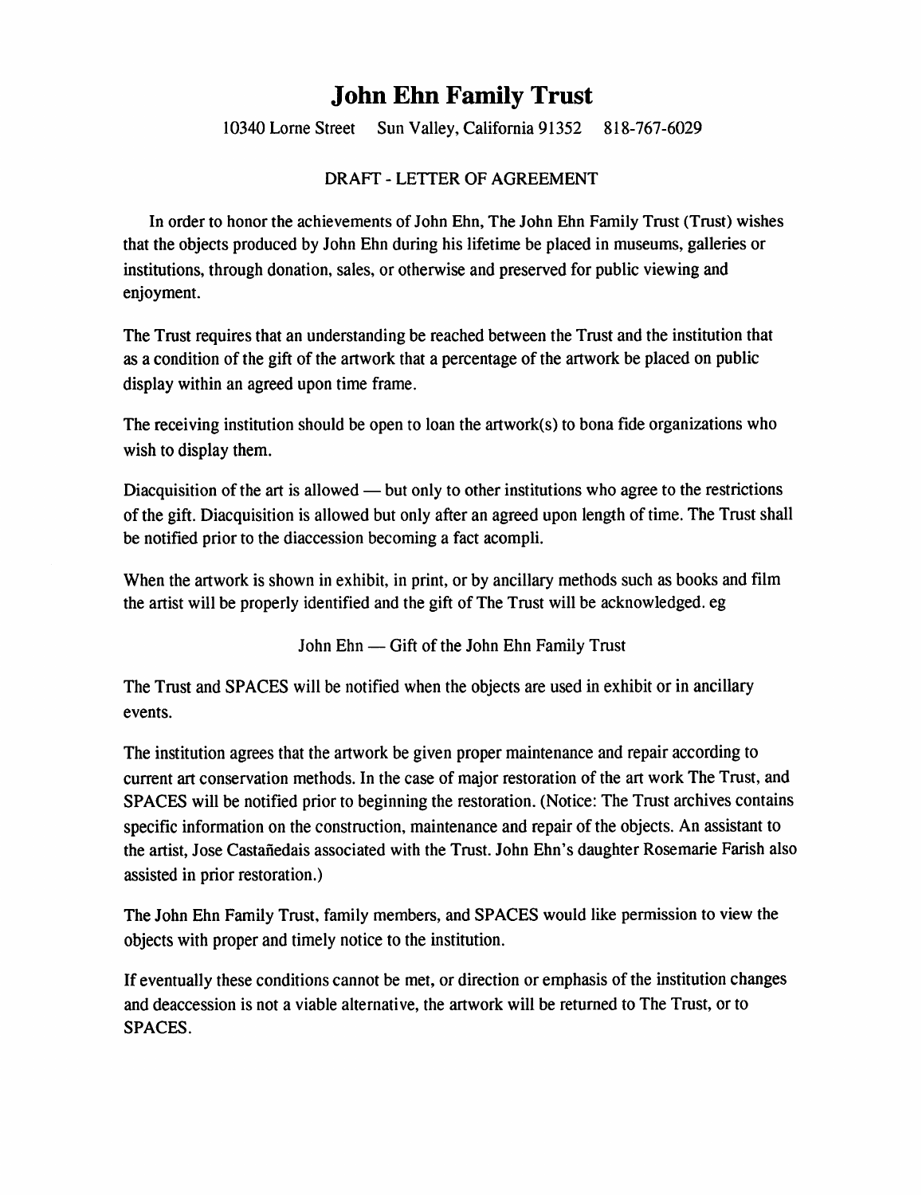# John Ehn Family Trust

10340 Lorne Street Sun Valley, California 91352 818-767-6029

DRAFT - LETTER OF AGREEMENT

In order to honor the achievements of John Ehn, The John Ehn Family Trust (Trust) wishes that the objects produced by John Ehn during his lifetime be placed in museums, galleries or institutions, through donation, sales, or otherwise and preserved for public viewing and enjoyment.

The Trust requires that an understanding be reached between the Trust and the institution that as a condition of the gift of the artwork that a percentage of the artwork be placed on public display within an agreed upon time frame.

The receiving institution should be open to loan the artwork(s) to bona fide organizations who wish to display them.

Diacquisition of the art is allowed — but only to other institutions who agree to the restrictions of the gift. Diacquisition is allowed but only after an agreed upon length of time. The Trust shall be notified prior to the diaccession becoming a fact acompli.

When the artwork is shown in exhibit, in print, or by ancillary methods such as books and film the artist will be properly identified and the gift of The Trust will be acknowledged. eg

John Ehn — Gift of the John Ehn Family Trust

The Trust and SPACES will be notified when the objects are used in exhibit or in ancillary events.

The institution agrees that the artwork be given proper maintenance and repair according to current art conservation methods. In the case of major restoration of the art work The Trust, and SPACES will be notified prior to beginning the restoration. (Notice: The Trust archives contains specific information on the construction, maintenance and repair of the objects. An assistant to the artist, Jose Castañedais associated with the Trust. John Ehn's daughter Rosemarie Farish also assisted in prior restoration.)

The John Ehn Family Trust, family members, and SPACES would like permission to view the objects with proper and timely notice to the institution.

If eventually these conditions cannot be met, or direction or emphasis of the institution changes and deaccession is not a viable alternative, the artwork will be returned to The Trust, or to SPACES.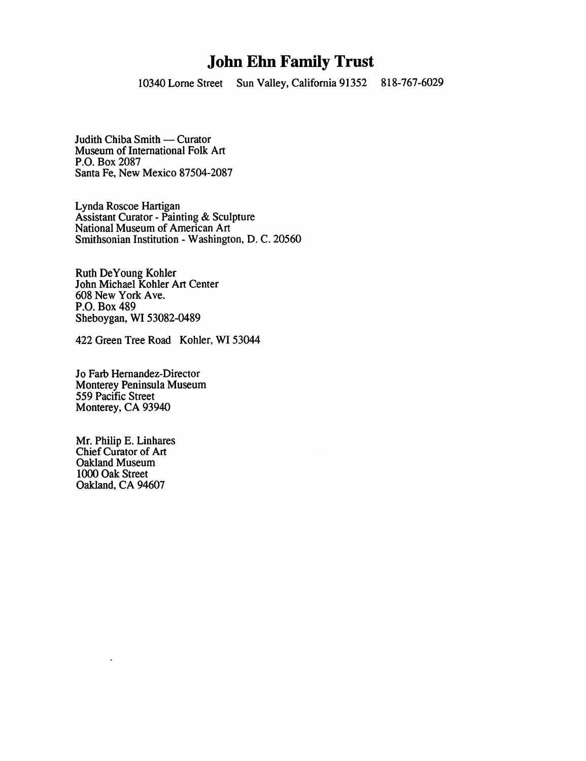# John Ehn Family Trust

10340 Lorne Street Sun Valley, California 91352 818-767-6029

Judith Chiba Smith — Curator
Museum of International Folk Art
P.O. Box 2087
Santa Fe, New Mexico 87504-2087

Lynda Roscoe Hartigan
Assistant Curator - Painting & Sculpture
National Museum of American Art
Smithsonian Institution - Washington, D. C. 20560

Ruth DeYoung Kohler
John Michael Kohler Art Center
608 New York Ave.
P.O. Box 489
Sheboygan, WI 53082-0489

422 Green Tree Road Kohler, WI 53044

Jo Farb Hernandez-Director
Monterey Peninsula Museum
559 Pacific Street
Monterey, CA 93940

Mr. Philip E. Linhares
Chief Curator of Art
Oakland Museum
1000 Oak Street
Oakland, CA 94607